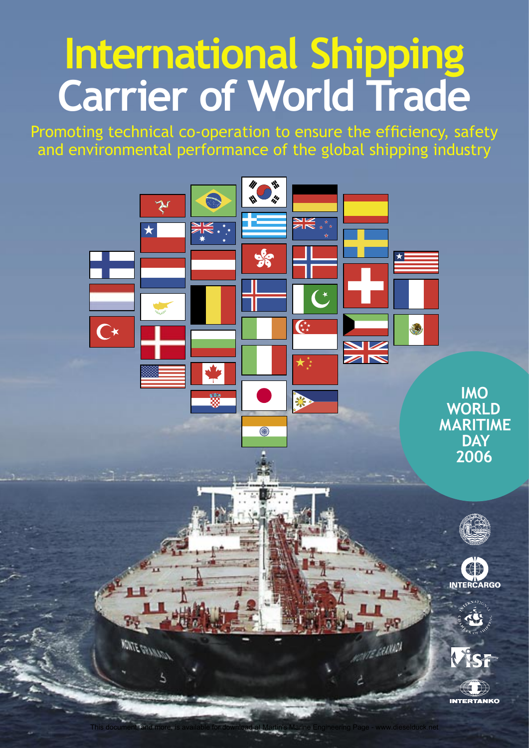# International Shipping
# Carrier of World Trade

Promoting technical co-operation to ensure the efficiency, safety and environmental performance of the global shipping industry

**IMO WORLD MARITIME DAY 2006**

INTERCARGO

ISF

INTERTANKO

This document, and more, is available for download at Martin's Marine Engineering Page - www.dieselduck.net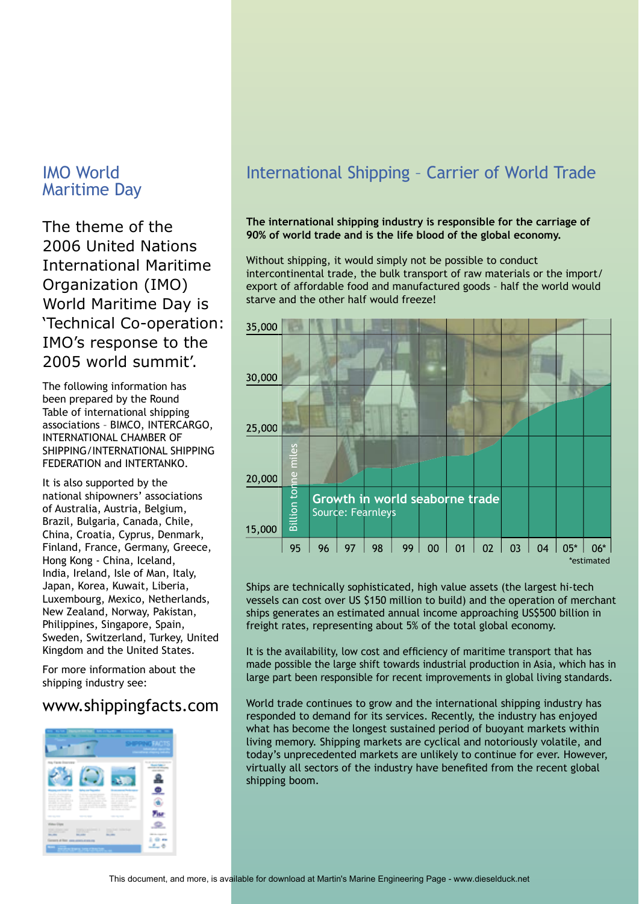## IMO World Maritime Day

The theme of the 2006 United Nations International Maritime Organization (IMO) World Maritime Day is 'Technical Co-operation: IMO's response to the 2005 world summit'.

The following information has been prepared by the Round Table of international shipping associations – BIMCO, INTERCARGO, INTERNATIONAL CHAMBER OF SHIPPING/INTERNATIONAL SHIPPING FEDERATION and INTERTANKO.

It is also supported by the national shipowners' associations of Australia, Austria, Belgium, Brazil, Bulgaria, Canada, Chile, China, Croatia, Cyprus, Denmark, Finland, France, Germany, Greece, Hong Kong - China, Iceland, India, Ireland, Isle of Man, Italy, Japan, Korea, Kuwait, Liberia, Luxembourg, Mexico, Netherlands, New Zealand, Norway, Pakistan, Philippines, Singapore, Spain, Sweden, Switzerland, Turkey, United Kingdom and the United States.

For more information about the shipping industry see:

www.shippingfacts.com

## International Shipping – Carrier of World Trade

**The international shipping industry is responsible for the carriage of 90% of world trade and is the life blood of the global economy.**

Without shipping, it would simply not be possible to conduct intercontinental trade, the bulk transport of raw materials or the import/export of affordable food and manufactured goods – half the world would starve and the other half would freeze!

Growth in world seaborne trade
Source: Fearnleys
(Billion tonne miles; 95–06, *estimated)

Ships are technically sophisticated, high value assets (the largest hi-tech vessels can cost over US $150 million to build) and the operation of merchant ships generates an estimated annual income approaching US$500 billion in freight rates, representing about 5% of the total global economy.

It is the availability, low cost and efficiency of maritime transport that has made possible the large shift towards industrial production in Asia, which has in large part been responsible for recent improvements in global living standards.

World trade continues to grow and the international shipping industry has responded to demand for its services. Recently, the industry has enjoyed what has become the longest sustained period of buoyant markets within living memory. Shipping markets are cyclical and notoriously volatile, and today's unprecedented markets are unlikely to continue for ever. However, virtually all sectors of the industry have benefited from the recent global shipping boom.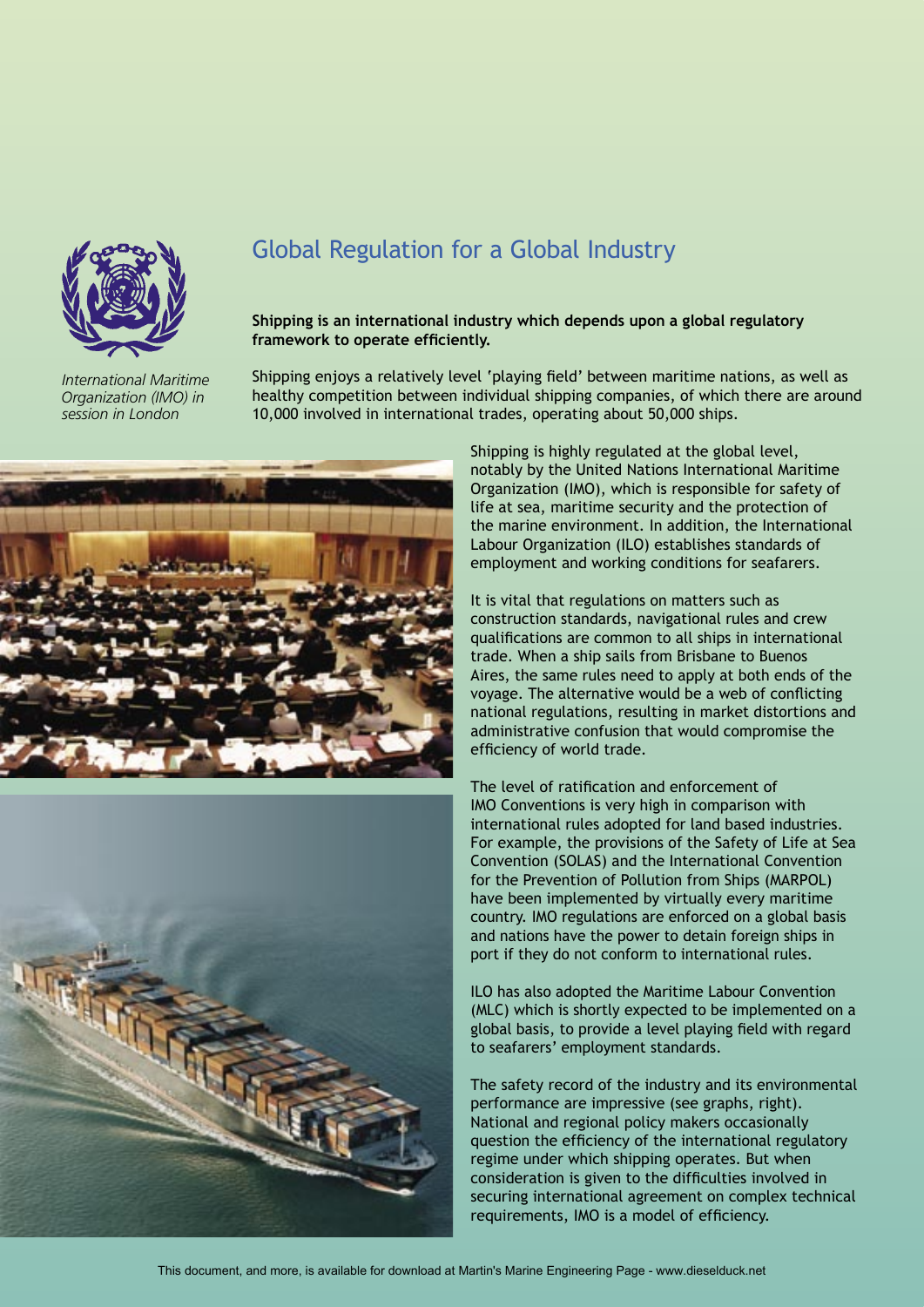## Global Regulation for a Global Industry

*International Maritime Organization (IMO) in session in London*

**Shipping is an international industry which depends upon a global regulatory framework to operate efficiently.**

Shipping enjoys a relatively level 'playing field' between maritime nations, as well as healthy competition between individual shipping companies, of which there are around 10,000 involved in international trades, operating about 50,000 ships.

Shipping is highly regulated at the global level, notably by the United Nations International Maritime Organization (IMO), which is responsible for safety of life at sea, maritime security and the protection of the marine environment. In addition, the International Labour Organization (ILO) establishes standards of employment and working conditions for seafarers.

It is vital that regulations on matters such as construction standards, navigational rules and crew qualifications are common to all ships in international trade. When a ship sails from Brisbane to Buenos Aires, the same rules need to apply at both ends of the voyage. The alternative would be a web of conflicting national regulations, resulting in market distortions and administrative confusion that would compromise the efficiency of world trade.

The level of ratification and enforcement of IMO Conventions is very high in comparison with international rules adopted for land based industries. For example, the provisions of the Safety of Life at Sea Convention (SOLAS) and the International Convention for the Prevention of Pollution from Ships (MARPOL) have been implemented by virtually every maritime country. IMO regulations are enforced on a global basis and nations have the power to detain foreign ships in port if they do not conform to international rules.

ILO has also adopted the Maritime Labour Convention (MLC) which is shortly expected to be implemented on a global basis, to provide a level playing field with regard to seafarers' employment standards.

The safety record of the industry and its environmental performance are impressive (see graphs, right). National and regional policy makers occasionally question the efficiency of the international regulatory regime under which shipping operates. But when consideration is given to the difficulties involved in securing international agreement on complex technical requirements, IMO is a model of efficiency.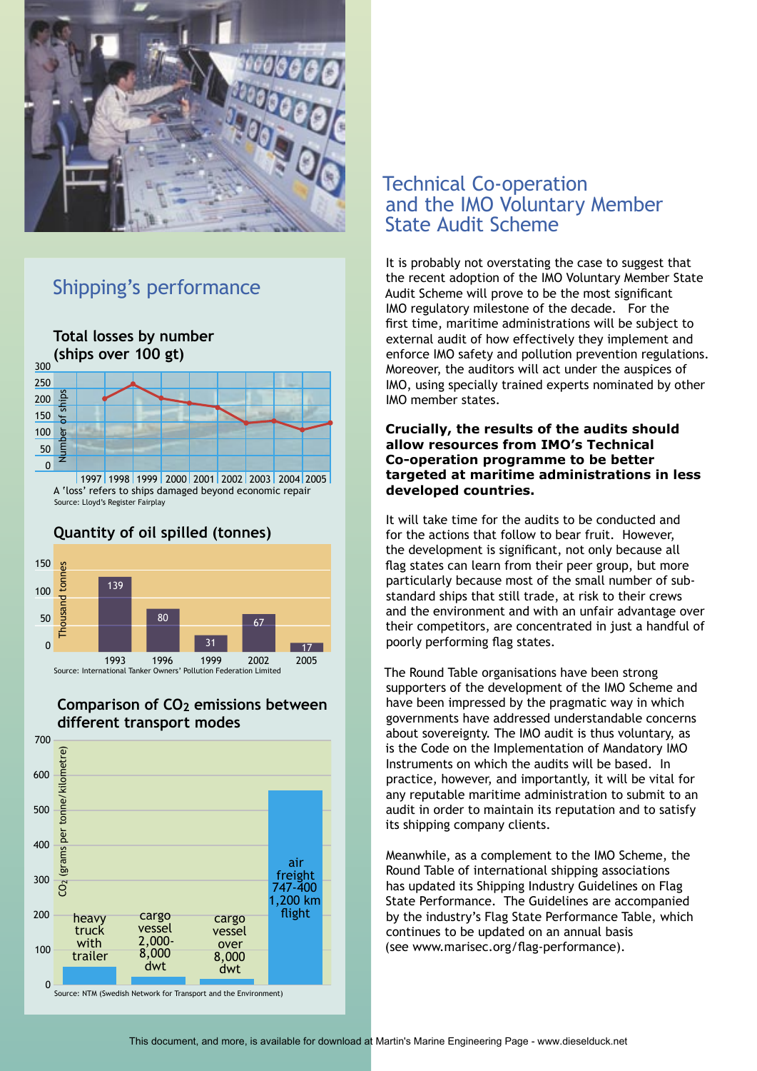## Shipping's performance

### Total losses by number (ships over 100 gt)

| Year | 1997 | 1998 | 1999 | 2000 | 2001 | 2002 | 2003 | 2004 | 2005 |
|---|---|---|---|---|---|---|---|---|---|

A 'loss' refers to ships damaged beyond economic repair

Source: Lloyd's Register Fairplay

### Quantity of oil spilled (tonnes)

| Year | 1993 | 1996 | 1999 | 2002 | 2005 |
|---|---|---|---|---|---|
| Thousand tonnes | 139 | 80 | 31 | 67 | 17 |

Source: International Tanker Owners' Pollution Federation Limited

### Comparison of $CO_2$ emissions between different transport modes

$CO_2$ (grams per tonne/kilometre)

- heavy truck with trailer
- cargo vessel 2,000-8,000 dwt
- cargo vessel over 8,000 dwt
- air freight 747-400 1,200 km flight

Source: NTM (Swedish Network for Transport and the Environment)

## Technical Co-operation and the IMO Voluntary Member State Audit Scheme

It is probably not overstating the case to suggest that the recent adoption of the IMO Voluntary Member State Audit Scheme will prove to be the most significant IMO regulatory milestone of the decade. For the first time, maritime administrations will be subject to external audit of how effectively they implement and enforce IMO safety and pollution prevention regulations. Moreover, the auditors will act under the auspices of IMO, using specially trained experts nominated by other IMO member states.

**Crucially, the results of the audits should allow resources from IMO's Technical Co-operation programme to be better targeted at maritime administrations in less developed countries.**

It will take time for the audits to be conducted and for the actions that follow to bear fruit. However, the development is significant, not only because all flag states can learn from their peer group, but more particularly because most of the small number of sub-standard ships that still trade, at risk to their crews and the environment and with an unfair advantage over their competitors, are concentrated in just a handful of poorly performing flag states.

The Round Table organisations have been strong supporters of the development of the IMO Scheme and have been impressed by the pragmatic way in which governments have addressed understandable concerns about sovereignty. The IMO audit is thus voluntary, as is the Code on the Implementation of Mandatory IMO Instruments on which the audits will be based. In practice, however, and importantly, it will be vital for any reputable maritime administration to submit to an audit in order to maintain its reputation and to satisfy its shipping company clients.

Meanwhile, as a complement to the IMO Scheme, the Round Table of international shipping associations has updated its Shipping Industry Guidelines on Flag State Performance. The Guidelines are accompanied by the industry's Flag State Performance Table, which continues to be updated on an annual basis (see www.marisec.org/flag-performance).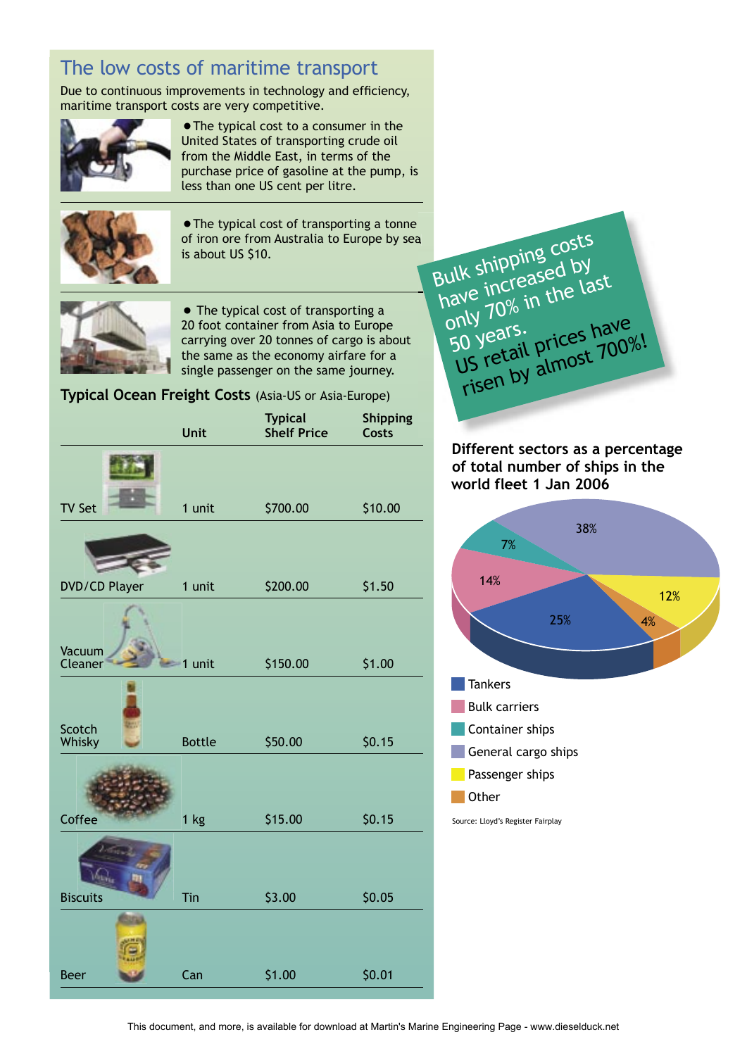## The low costs of maritime transport

Due to continuous improvements in technology and efficiency, maritime transport costs are very competitive.

- The typical cost to a consumer in the United States of transporting crude oil from the Middle East, in terms of the purchase price of gasoline at the pump, is less than one US cent per litre.
- The typical cost of transporting a tonne of iron ore from Australia to Europe by sea is about US $10.
- The typical cost of transporting a 20 foot container from Asia to Europe carrying over 20 tonnes of cargo is about the same as the economy airfare for a single passenger on the same journey.

**Typical Ocean Freight Costs** (Asia-US or Asia-Europe)

| | Unit | Typical Shelf Price | Shipping Costs |
|---|---|---|---|
| TV Set | 1 unit | $700.00 | $10.00 |
| DVD/CD Player | 1 unit | $200.00 | $1.50 |
| Vacuum Cleaner | 1 unit | $150.00 | $1.00 |
| Scotch Whisky | Bottle | $50.00 | $0.15 |
| Coffee | 1 kg | $15.00 | $0.15 |
| Biscuits | Tin | $3.00 | $0.05 |
| Beer | Can | $1.00 | $0.01 |

**Bulk shipping costs have increased by only 70% in the last 50 years. US retail prices have risen by almost 700%!**

**Different sectors as a percentage of total number of ships in the world fleet 1 Jan 2006**

| Sector | Percentage |
|---|---|
| Tankers | 25% |
| Bulk carriers | 14% |
| Container ships | 7% |
| General cargo ships | 38% |
| Passenger ships | 12% |
| Other | 4% |

Source: Lloyd's Register Fairplay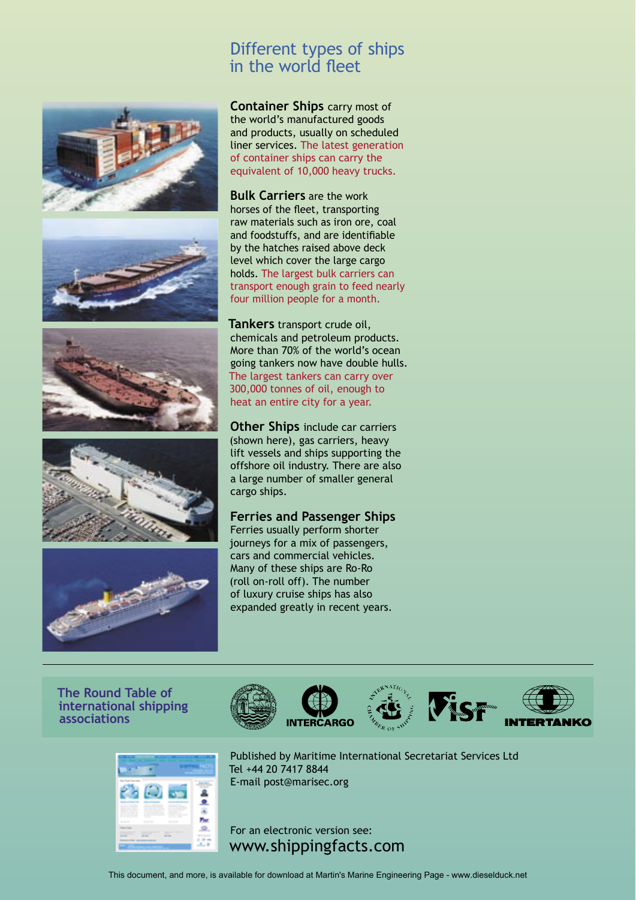# Different types of ships in the world fleet

**Container Ships** carry most of the world's manufactured goods and products, usually on scheduled liner services. The latest generation of container ships can carry the equivalent of 10,000 heavy trucks.

**Bulk Carriers** are the work horses of the fleet, transporting raw materials such as iron ore, coal and foodstuffs, and are identifiable by the hatches raised above deck level which cover the large cargo holds. The largest bulk carriers can transport enough grain to feed nearly four million people for a month.

**Tankers** transport crude oil, chemicals and petroleum products. More than 70% of the world's ocean going tankers now have double hulls. The largest tankers can carry over 300,000 tonnes of oil, enough to heat an entire city for a year.

**Other Ships** include car carriers (shown here), gas carriers, heavy lift vessels and ships supporting the offshore oil industry. There are also a large number of smaller general cargo ships.

**Ferries and Passenger Ships**
Ferries usually perform shorter journeys for a mix of passengers, cars and commercial vehicles. Many of these ships are Ro-Ro (roll on-roll off). The number of luxury cruise ships has also expanded greatly in recent years.

---

**The Round Table of international shipping associations**

INTERCARGO

INTERNATIONAL CHAMBER OF SHIPPING

ISF

INTERTANKO

Published by Maritime International Secretariat Services Ltd
Tel +44 20 7417 8844
E-mail post@marisec.org

For an electronic version see:
www.shippingfacts.com

This document, and more, is available for download at Martin's Marine Engineering Page - www.dieselduck.net